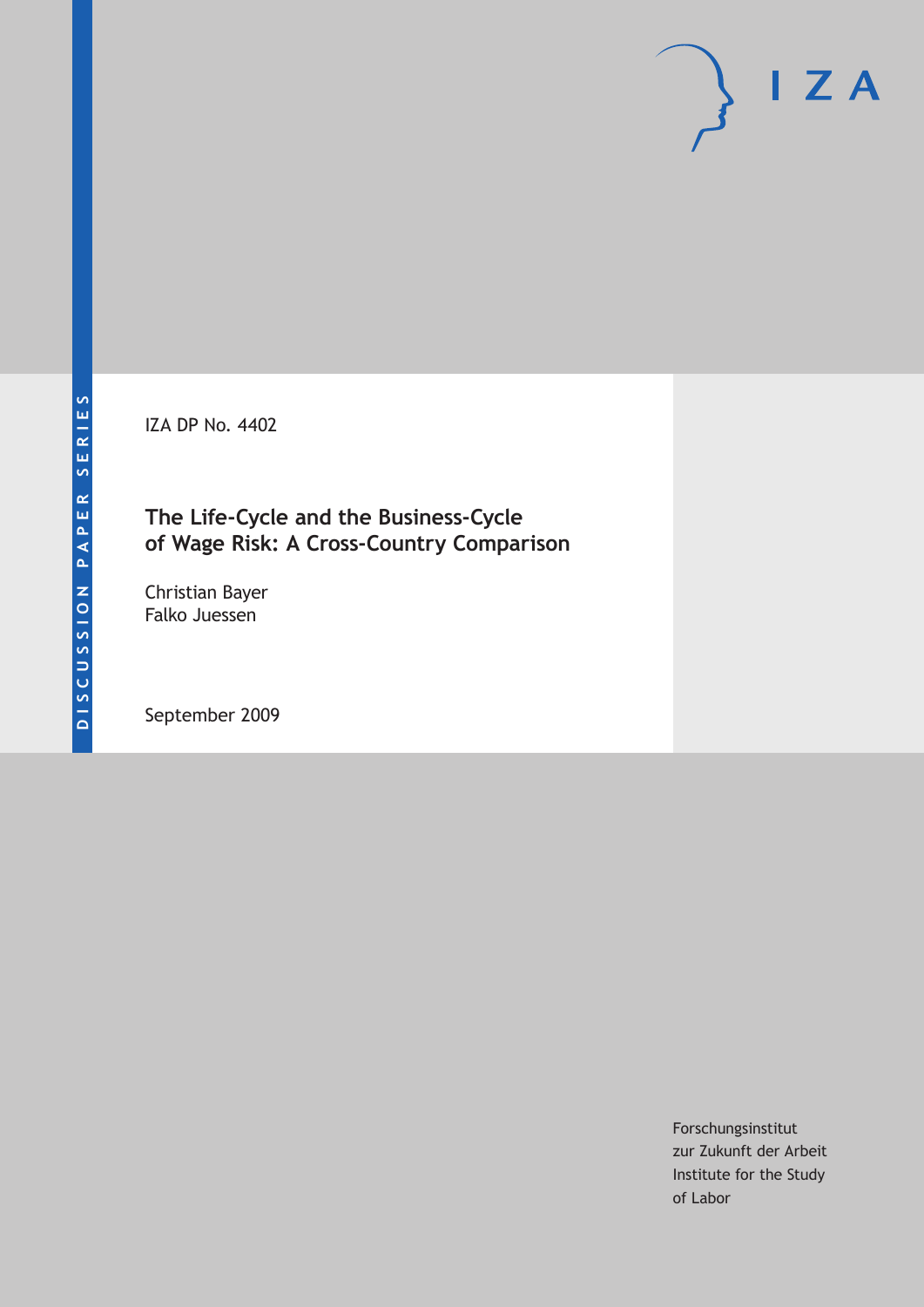DISCUSSION PAPER SERIES

IZA DP No. 4402

# The Life-Cycle and the Business-Cycle of Wage Risk: A Cross-Country Comparison

Christian Bayer
Falko Juessen

September 2009

Forschungsinstitut
zur Zukunft der Arbeit
Institute for the Study
of Labor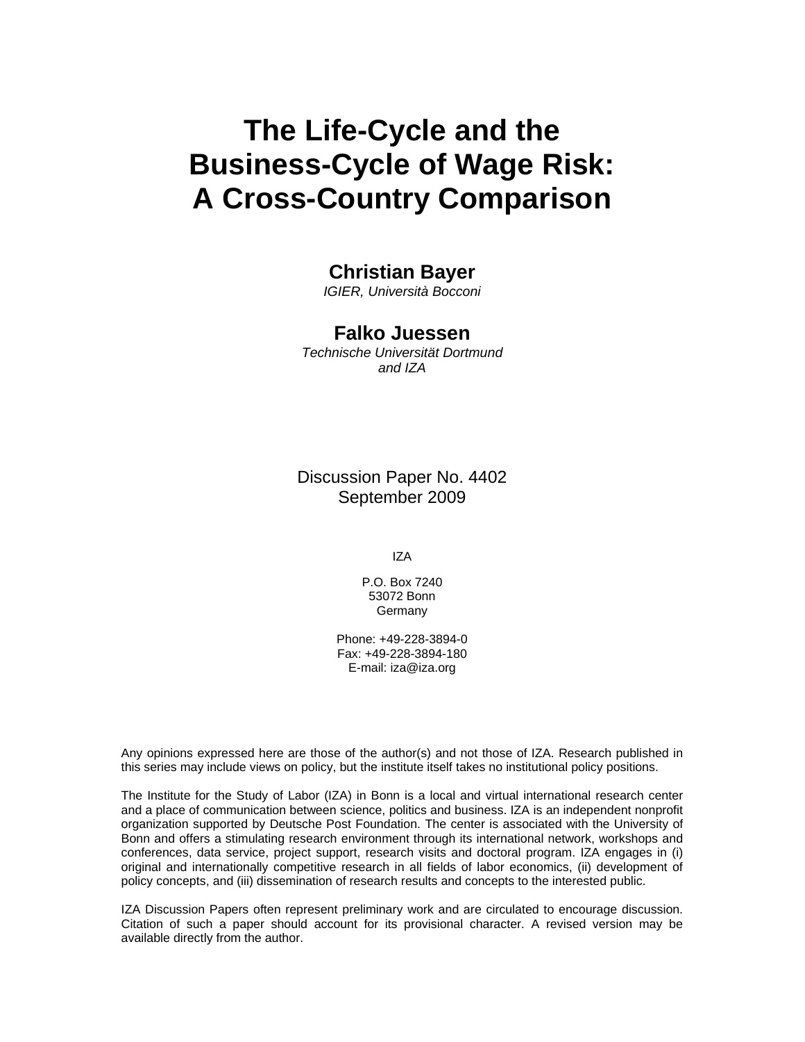# The Life-Cycle and the Business-Cycle of Wage Risk: A Cross-Country Comparison

**Christian Bayer**
*IGIER, Università Bocconi*

**Falko Juessen**
*Technische Universität Dortmund and IZA*

Discussion Paper No. 4402
September 2009

IZA

P.O. Box 7240
53072 Bonn
Germany

Phone: +49-228-3894-0
Fax: +49-228-3894-180
E-mail: iza@iza.org

Any opinions expressed here are those of the author(s) and not those of IZA. Research published in this series may include views on policy, but the institute itself takes no institutional policy positions.

The Institute for the Study of Labor (IZA) in Bonn is a local and virtual international research center and a place of communication between science, politics and business. IZA is an independent nonprofit organization supported by Deutsche Post Foundation. The center is associated with the University of Bonn and offers a stimulating research environment through its international network, workshops and conferences, data service, project support, research visits and doctoral program. IZA engages in (i) original and internationally competitive research in all fields of labor economics, (ii) development of policy concepts, and (iii) dissemination of research results and concepts to the interested public.

IZA Discussion Papers often represent preliminary work and are circulated to encourage discussion. Citation of such a paper should account for its provisional character. A revised version may be available directly from the author.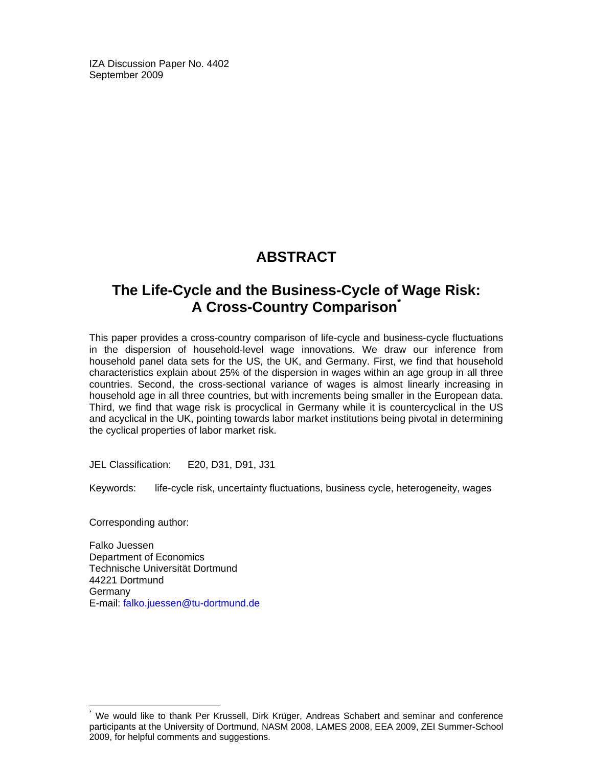IZA Discussion Paper No. 4402
September 2009

# ABSTRACT

## The Life-Cycle and the Business-Cycle of Wage Risk: A Cross-Country Comparison*

This paper provides a cross-country comparison of life-cycle and business-cycle fluctuations in the dispersion of household-level wage innovations. We draw our inference from household panel data sets for the US, the UK, and Germany. First, we find that household characteristics explain about 25% of the dispersion in wages within an age group in all three countries. Second, the cross-sectional variance of wages is almost linearly increasing in household age in all three countries, but with increments being smaller in the European data. Third, we find that wage risk is procyclical in Germany while it is countercyclical in the US and acyclical in the UK, pointing towards labor market institutions being pivotal in determining the cyclical properties of labor market risk.

JEL Classification: E20, D31, D91, J31

Keywords: life-cycle risk, uncertainty fluctuations, business cycle, heterogeneity, wages

Corresponding author:

Falko Juessen
Department of Economics
Technische Universität Dortmund
44221 Dortmund
Germany
E-mail: falko.juessen@tu-dortmund.de

* We would like to thank Per Krussell, Dirk Krüger, Andreas Schabert and seminar and conference participants at the University of Dortmund, NASM 2008, LAMES 2008, EEA 2009, ZEI Summer-School 2009, for helpful comments and suggestions.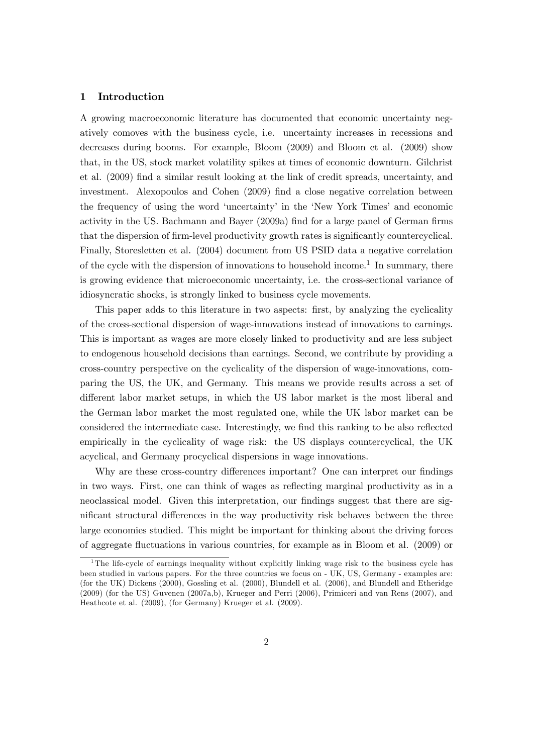## 1 Introduction

A growing macroeconomic literature has documented that economic uncertainty negatively comoves with the business cycle, i.e. uncertainty increases in recessions and decreases during booms. For example, Bloom (2009) and Bloom et al. (2009) show that, in the US, stock market volatility spikes at times of economic downturn. Gilchrist et al. (2009) find a similar result looking at the link of credit spreads, uncertainty, and investment. Alexopoulos and Cohen (2009) find a close negative correlation between the frequency of using the word 'uncertainty' in the 'New York Times' and economic activity in the US. Bachmann and Bayer (2009a) find for a large panel of German firms that the dispersion of firm-level productivity growth rates is significantly countercyclical. Finally, Storesletten et al. (2004) document from US PSID data a negative correlation of the cycle with the dispersion of innovations to household income.[1] In summary, there is growing evidence that microeconomic uncertainty, i.e. the cross-sectional variance of idiosyncratic shocks, is strongly linked to business cycle movements.

This paper adds to this literature in two aspects: first, by analyzing the cyclicality of the cross-sectional dispersion of wage-innovations instead of innovations to earnings. This is important as wages are more closely linked to productivity and are less subject to endogenous household decisions than earnings. Second, we contribute by providing a cross-country perspective on the cyclicality of the dispersion of wage-innovations, comparing the US, the UK, and Germany. This means we provide results across a set of different labor market setups, in which the US labor market is the most liberal and the German labor market the most regulated one, while the UK labor market can be considered the intermediate case. Interestingly, we find this ranking to be also reflected empirically in the cyclicality of wage risk: the US displays countercyclical, the UK acyclical, and Germany procyclical dispersions in wage innovations.

Why are these cross-country differences important? One can interpret our findings in two ways. First, one can think of wages as reflecting marginal productivity as in a neoclassical model. Given this interpretation, our findings suggest that there are significant structural differences in the way productivity risk behaves between the three large economies studied. This might be important for thinking about the driving forces of aggregate fluctuations in various countries, for example as in Bloom et al. (2009) or

[1] The life-cycle of earnings inequality without explicitly linking wage risk to the business cycle has been studied in various papers. For the three countries we focus on - UK, US, Germany - examples are: (for the UK) Dickens (2000), Gossling et al. (2000), Blundell et al. (2006), and Blundell and Etheridge (2009) (for the US) Guvenen (2007a,b), Krueger and Perri (2006), Primiceri and van Rens (2007), and Heathcote et al. (2009), (for Germany) Krueger et al. (2009).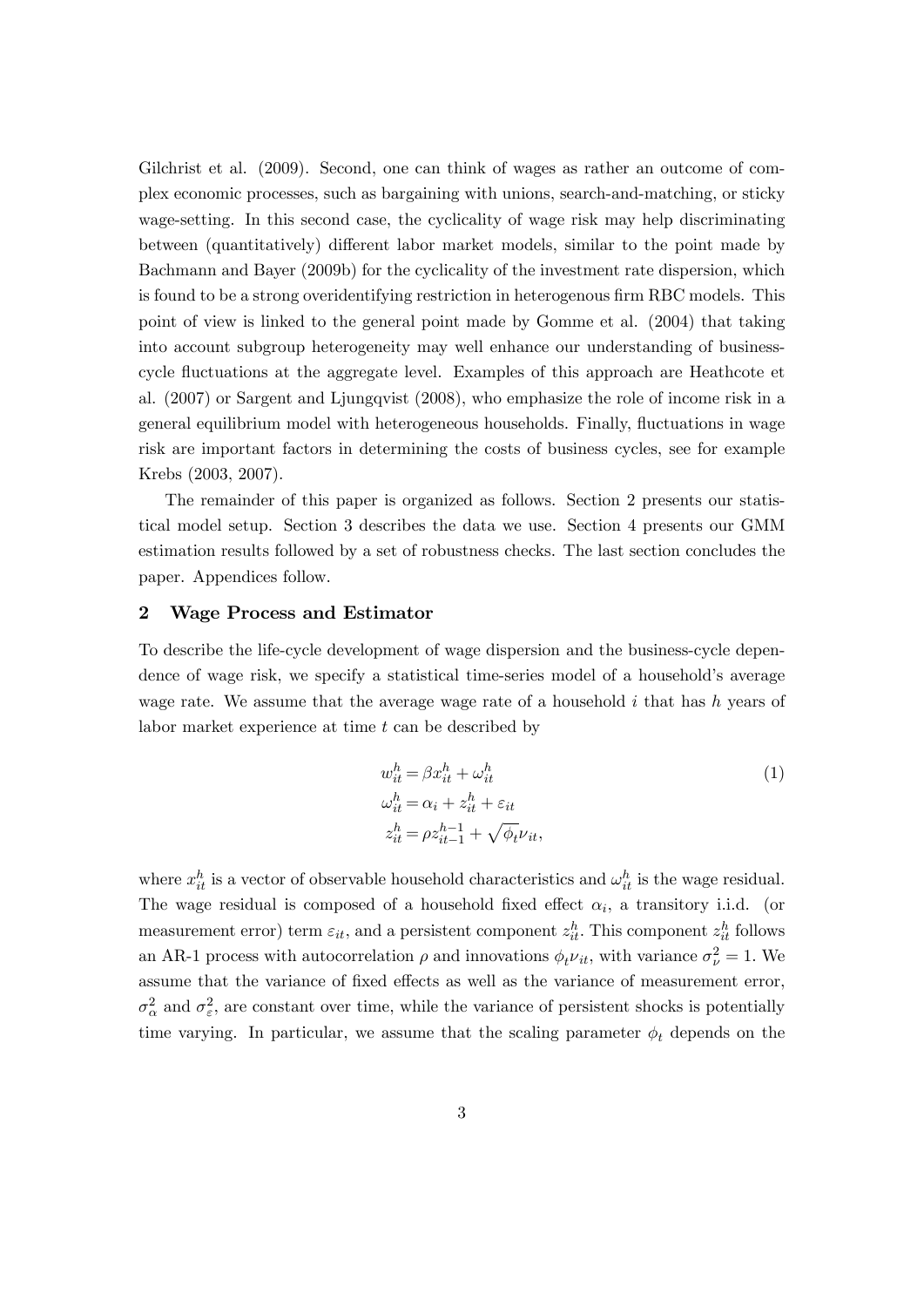Gilchrist et al. (2009). Second, one can think of wages as rather an outcome of complex economic processes, such as bargaining with unions, search-and-matching, or sticky wage-setting. In this second case, the cyclicality of wage risk may help discriminating between (quantitatively) different labor market models, similar to the point made by Bachmann and Bayer (2009b) for the cyclicality of the investment rate dispersion, which is found to be a strong overidentifying restriction in heterogenous firm RBC models. This point of view is linked to the general point made by Gomme et al. (2004) that taking into account subgroup heterogeneity may well enhance our understanding of business-cycle fluctuations at the aggregate level. Examples of this approach are Heathcote et al. (2007) or Sargent and Ljungqvist (2008), who emphasize the role of income risk in a general equilibrium model with heterogeneous households. Finally, fluctuations in wage risk are important factors in determining the costs of business cycles, see for example Krebs (2003, 2007).

The remainder of this paper is organized as follows. Section 2 presents our statistical model setup. Section 3 describes the data we use. Section 4 presents our GMM estimation results followed by a set of robustness checks. The last section concludes the paper. Appendices follow.

## 2 Wage Process and Estimator

To describe the life-cycle development of wage dispersion and the business-cycle dependence of wage risk, we specify a statistical time-series model of a household's average wage rate. We assume that the average wage rate of a household $i$ that has $h$ years of labor market experience at time $t$ can be described by

$$
\begin{aligned}
w_{it}^{h} &= \beta x_{it}^{h} + \omega_{it}^{h} \\
\omega_{it}^{h} &= \alpha_i + z_{it}^{h} + \varepsilon_{it} \\
z_{it}^{h} &= \rho z_{it-1}^{h-1} + \sqrt{\phi_t}\nu_{it},
\end{aligned}
\tag{1}
$$

where $x_{it}^{h}$ is a vector of observable household characteristics and $\omega_{it}^{h}$ is the wage residual. The wage residual is composed of a household fixed effect $\alpha_i$, a transitory i.i.d. (or measurement error) term $\varepsilon_{it}$, and a persistent component $z_{it}^{h}$. This component $z_{it}^{h}$ follows an AR-1 process with autocorrelation $\rho$ and innovations $\phi_t \nu_{it}$, with variance $\sigma_\nu^2 = 1$. We assume that the variance of fixed effects as well as the variance of measurement error, $\sigma_\alpha^2$ and $\sigma_\varepsilon^2$, are constant over time, while the variance of persistent shocks is potentially time varying. In particular, we assume that the scaling parameter $\phi_t$ depends on the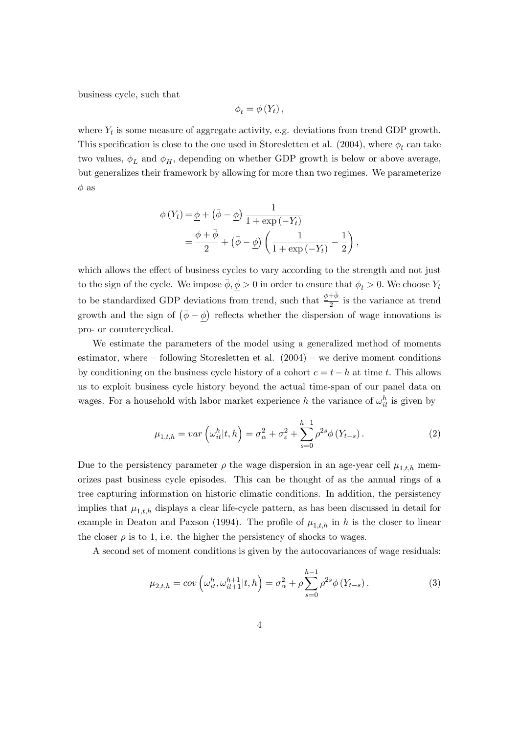business cycle, such that

$$\phi_t = \phi(Y_t),$$

where $Y_t$ is some measure of aggregate activity, e.g. deviations from trend GDP growth. This specification is close to the one used in Storesletten et al. (2004), where $\phi_t$ can take two values, $\phi_L$ and $\phi_H$, depending on whether GDP growth is below or above average, but generalizes their framework by allowing for more than two regimes. We parameterize $\phi$ as

$$\begin{aligned}
\phi(Y_t) &= \underline{\phi} + \left(\bar{\phi} - \underline{\phi}\right) \frac{1}{1+\exp(-Y_t)} \\
&= \frac{\underline{\phi} + \bar{\phi}}{2} + \left(\bar{\phi} - \underline{\phi}\right) \left( \frac{1}{1+\exp(-Y_t)} - \frac{1}{2} \right),
\end{aligned}$$

which allows the effect of business cycles to vary according to the strength and not just to the sign of the cycle. We impose $\bar{\phi}, \underline{\phi} > 0$ in order to ensure that $\phi_t > 0$. We choose $Y_t$ to be standardized GDP deviations from trend, such that $\frac{\underline{\phi}+\bar{\phi}}{2}$ is the variance at trend growth and the sign of $\left(\bar{\phi} - \underline{\phi}\right)$ reflects whether the dispersion of wage innovations is pro- or countercyclical.

We estimate the parameters of the model using a generalized method of moments estimator, where – following Storesletten et al. (2004) – we derive moment conditions by conditioning on the business cycle history of a cohort $c = t - h$ at time $t$. This allows us to exploit business cycle history beyond the actual time-span of our panel data on wages. For a household with labor market experience $h$ the variance of $\omega_{it}^h$ is given by

$$\mu_{1,t,h} = var\left(\omega_{it}^h | t, h\right) = \sigma_\alpha^2 + \sigma_\varepsilon^2 + \sum_{s=0}^{h-1} \rho^{2s} \phi(Y_{t-s}). \tag{2}$$

Due to the persistency parameter $\rho$ the wage dispersion in an age-year cell $\mu_{1,t,h}$ memorizes past business cycle episodes. This can be thought of as the annual rings of a tree capturing information on historic climatic conditions. In addition, the persistency implies that $\mu_{1,t,h}$ displays a clear life-cycle pattern, as has been discussed in detail for example in Deaton and Paxson (1994). The profile of $\mu_{1,t,h}$ in $h$ is the closer to linear the closer $\rho$ is to 1, i.e. the higher the persistency of shocks to wages.

A second set of moment conditions is given by the autocovariances of wage residuals:

$$\mu_{2,t,h} = cov\left(\omega_{it}^h, \omega_{it+1}^{h+1} | t, h\right) = \sigma_\alpha^2 + \rho \sum_{s=0}^{h-1} \rho^{2s} \phi(Y_{t-s}). \tag{3}$$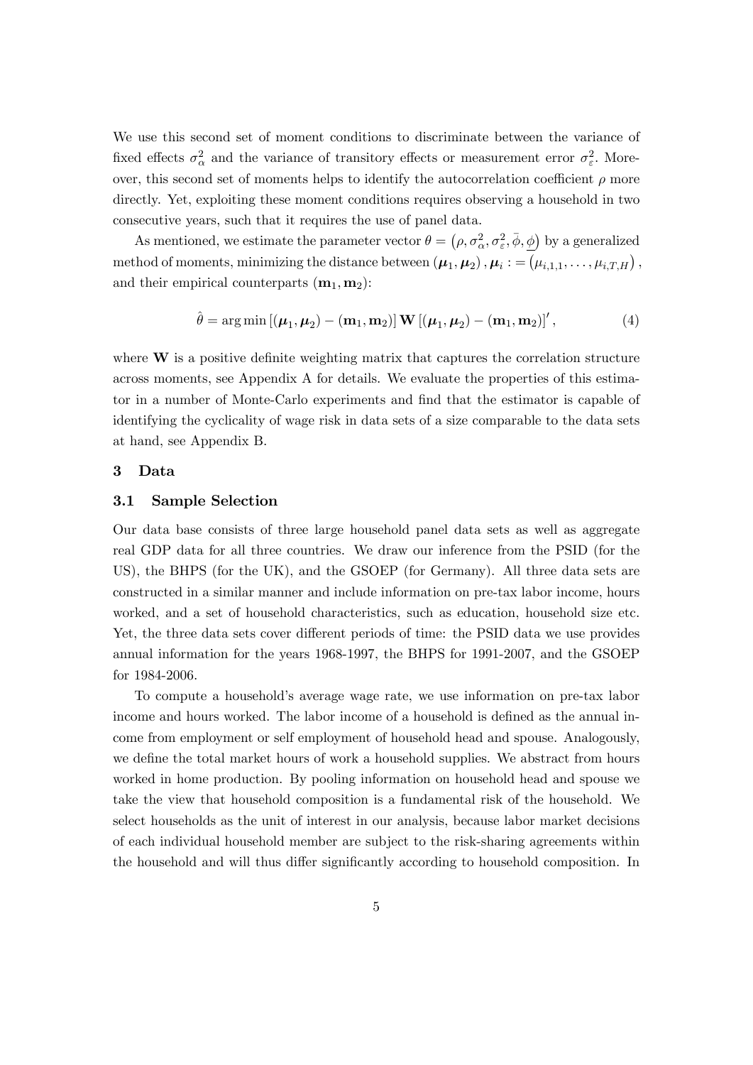We use this second set of moment conditions to discriminate between the variance of fixed effects $\sigma_\alpha^2$ and the variance of transitory effects or measurement error $\sigma_\varepsilon^2$. Moreover, this second set of moments helps to identify the autocorrelation coefficient $\rho$ more directly. Yet, exploiting these moment conditions requires observing a household in two consecutive years, such that it requires the use of panel data.

As mentioned, we estimate the parameter vector $\theta = \left(\rho, \sigma_\alpha^2, \sigma_\varepsilon^2, \bar{\phi}, \underline{\phi}\right)$ by a generalized method of moments, minimizing the distance between $(\boldsymbol{\mu}_1, \boldsymbol{\mu}_2)$, $\boldsymbol{\mu}_i := \left(\mu_{i,1,1}, \ldots, \mu_{i,T,H}\right)$, and their empirical counterparts $(\mathbf{m}_1, \mathbf{m}_2)$:

$$\hat{\theta} = \arg\min \left[(\boldsymbol{\mu}_1, \boldsymbol{\mu}_2) - (\mathbf{m}_1, \mathbf{m}_2)\right] \mathbf{W} \left[(\boldsymbol{\mu}_1, \boldsymbol{\mu}_2) - (\mathbf{m}_1, \mathbf{m}_2)\right]', \tag{4}$$

where $\mathbf{W}$ is a positive definite weighting matrix that captures the correlation structure across moments, see Appendix A for details. We evaluate the properties of this estimator in a number of Monte-Carlo experiments and find that the estimator is capable of identifying the cyclicality of wage risk in data sets of a size comparable to the data sets at hand, see Appendix B.

## 3 Data

### 3.1 Sample Selection

Our data base consists of three large household panel data sets as well as aggregate real GDP data for all three countries. We draw our inference from the PSID (for the US), the BHPS (for the UK), and the GSOEP (for Germany). All three data sets are constructed in a similar manner and include information on pre-tax labor income, hours worked, and a set of household characteristics, such as education, household size etc. Yet, the three data sets cover different periods of time: the PSID data we use provides annual information for the years 1968-1997, the BHPS for 1991-2007, and the GSOEP for 1984-2006.

To compute a household's average wage rate, we use information on pre-tax labor income and hours worked. The labor income of a household is defined as the annual income from employment or self employment of household head and spouse. Analogously, we define the total market hours of work a household supplies. We abstract from hours worked in home production. By pooling information on household head and spouse we take the view that household composition is a fundamental risk of the household. We select households as the unit of interest in our analysis, because labor market decisions of each individual household member are subject to the risk-sharing agreements within the household and will thus differ significantly according to household composition. In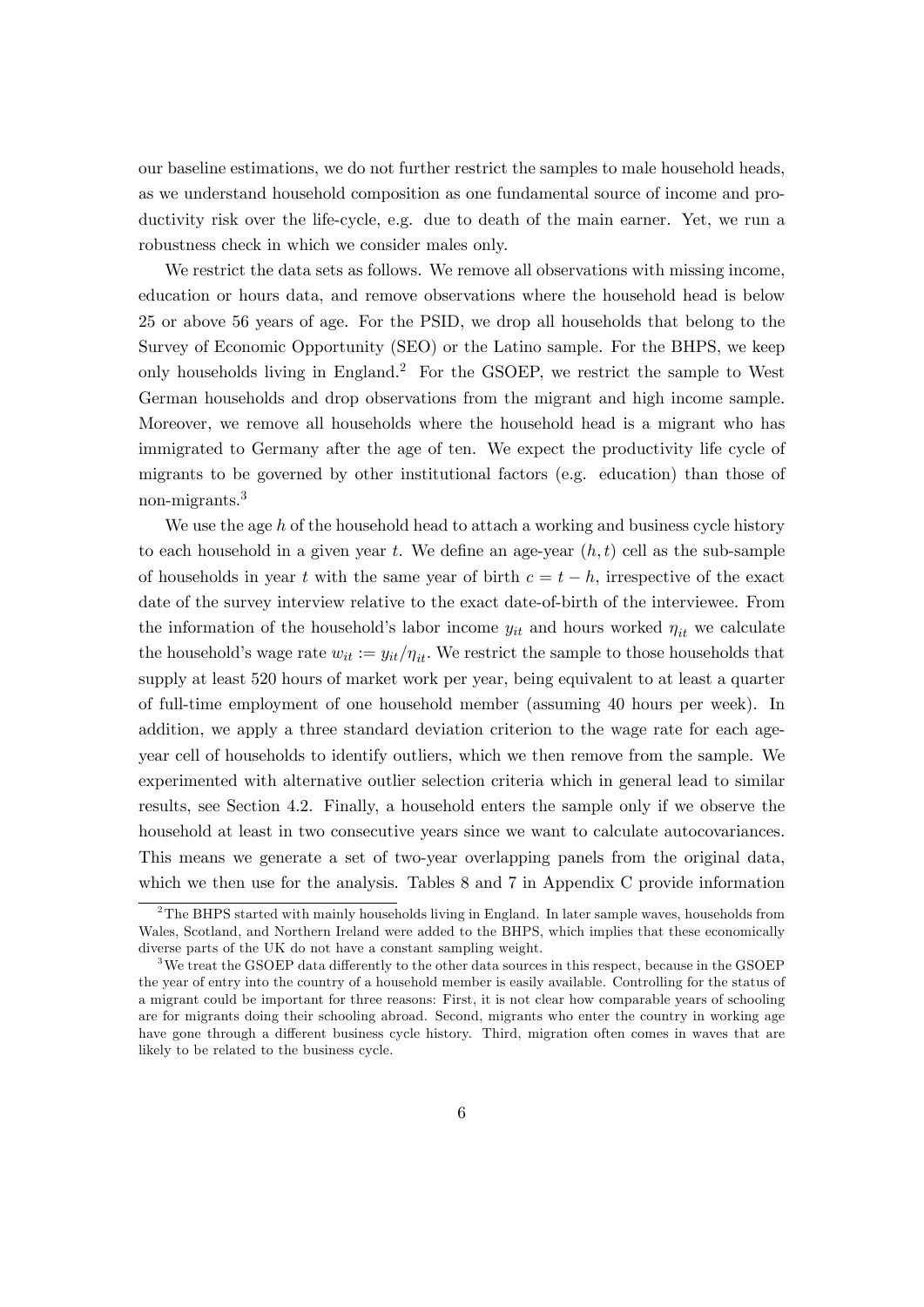our baseline estimations, we do not further restrict the samples to male household heads, as we understand household composition as one fundamental source of income and productivity risk over the life-cycle, e.g. due to death of the main earner. Yet, we run a robustness check in which we consider males only.

We restrict the data sets as follows. We remove all observations with missing income, education or hours data, and remove observations where the household head is below 25 or above 56 years of age. For the PSID, we drop all households that belong to the Survey of Economic Opportunity (SEO) or the Latino sample. For the BHPS, we keep only households living in England.[2] For the GSOEP, we restrict the sample to West German households and drop observations from the migrant and high income sample. Moreover, we remove all households where the household head is a migrant who has immigrated to Germany after the age of ten. We expect the productivity life cycle of migrants to be governed by other institutional factors (e.g. education) than those of non-migrants.[3]

We use the age $h$ of the household head to attach a working and business cycle history to each household in a given year $t$. We define an age-year $(h, t)$ cell as the sub-sample of households in year $t$ with the same year of birth $c = t - h$, irrespective of the exact date of the survey interview relative to the exact date-of-birth of the interviewee. From the information of the household's labor income $y_{it}$ and hours worked $\eta_{it}$ we calculate the household's wage rate $w_{it} := y_{it}/\eta_{it}$. We restrict the sample to those households that supply at least 520 hours of market work per year, being equivalent to at least a quarter of full-time employment of one household member (assuming 40 hours per week). In addition, we apply a three standard deviation criterion to the wage rate for each age-year cell of households to identify outliers, which we then remove from the sample. We experimented with alternative outlier selection criteria which in general lead to similar results, see Section 4.2. Finally, a household enters the sample only if we observe the household at least in two consecutive years since we want to calculate autocovariances. This means we generate a set of two-year overlapping panels from the original data, which we then use for the analysis. Tables 8 and 7 in Appendix C provide information

---

[2] The BHPS started with mainly households living in England. In later sample waves, households from Wales, Scotland, and Northern Ireland were added to the BHPS, which implies that these economically diverse parts of the UK do not have a constant sampling weight.

[3] We treat the GSOEP data differently to the other data sources in this respect, because in the GSOEP the year of entry into the country of a household member is easily available. Controlling for the status of a migrant could be important for three reasons: First, it is not clear how comparable years of schooling are for migrants doing their schooling abroad. Second, migrants who enter the country in working age have gone through a different business cycle history. Third, migration often comes in waves that are likely to be related to the business cycle.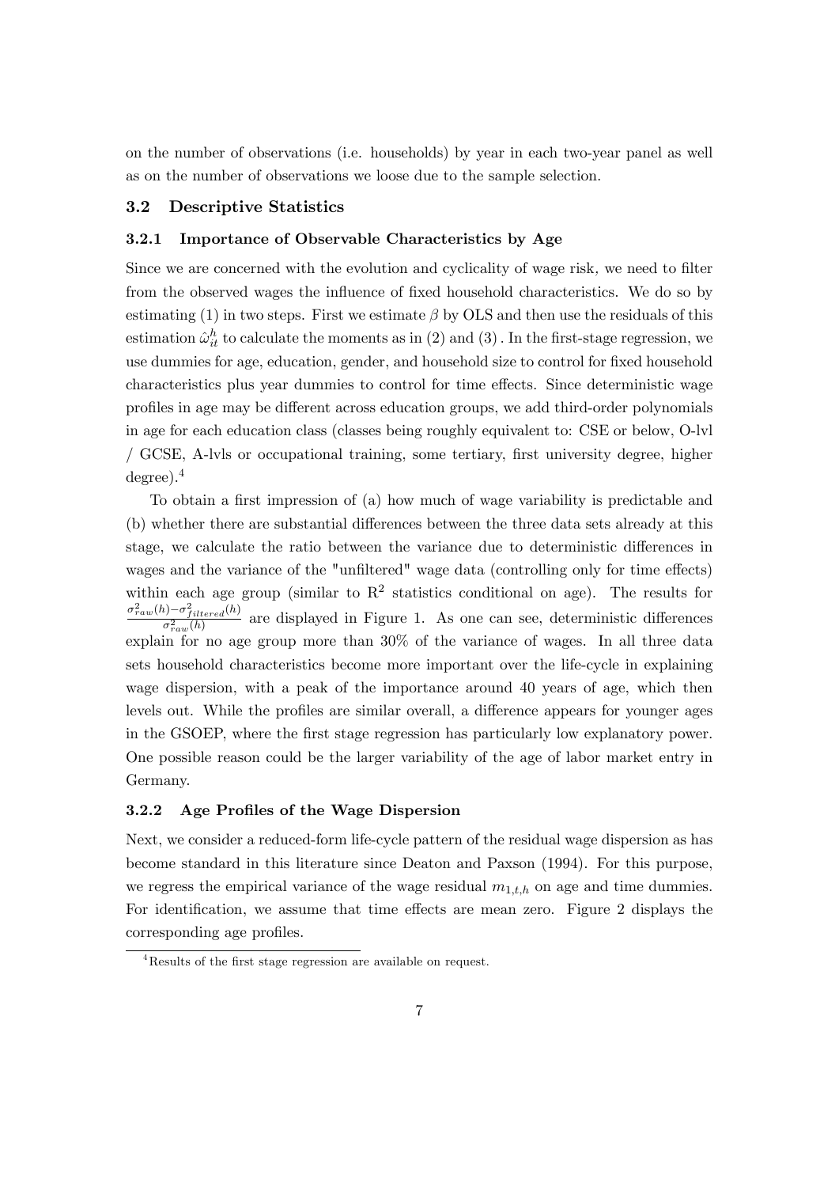on the number of observations (i.e. households) by year in each two-year panel as well as on the number of observations we loose due to the sample selection.

### 3.2 Descriptive Statistics

#### 3.2.1 Importance of Observable Characteristics by Age

Since we are concerned with the evolution and cyclicality of wage risk, we need to filter from the observed wages the influence of fixed household characteristics. We do so by estimating (1) in two steps. First we estimate $\beta$ by OLS and then use the residuals of this estimation $\hat{\omega}_{it}^{h}$ to calculate the moments as in (2) and (3). In the first-stage regression, we use dummies for age, education, gender, and household size to control for fixed household characteristics plus year dummies to control for time effects. Since deterministic wage profiles in age may be different across education groups, we add third-order polynomials in age for each education class (classes being roughly equivalent to: CSE or below, O-lvl / GCSE, A-lvls or occupational training, some tertiary, first university degree, higher degree).[4]

To obtain a first impression of (a) how much of wage variability is predictable and (b) whether there are substantial differences between the three data sets already at this stage, we calculate the ratio between the variance due to deterministic differences in wages and the variance of the "unfiltered" wage data (controlling only for time effects) within each age group (similar to $R^2$ statistics conditional on age). The results for $\frac{\sigma_{raw}^2(h)-\sigma_{filtered}^2(h)}{\sigma_{raw}^2(h)}$ are displayed in Figure 1. As one can see, deterministic differences explain for no age group more than 30% of the variance of wages. In all three data sets household characteristics become more important over the life-cycle in explaining wage dispersion, with a peak of the importance around 40 years of age, which then levels out. While the profiles are similar overall, a difference appears for younger ages in the GSOEP, where the first stage regression has particularly low explanatory power. One possible reason could be the larger variability of the age of labor market entry in Germany.

#### 3.2.2 Age Profiles of the Wage Dispersion

Next, we consider a reduced-form life-cycle pattern of the residual wage dispersion as has become standard in this literature since Deaton and Paxson (1994). For this purpose, we regress the empirical variance of the wage residual $m_{1,t,h}$ on age and time dummies. For identification, we assume that time effects are mean zero. Figure 2 displays the corresponding age profiles.

[4] Results of the first stage regression are available on request.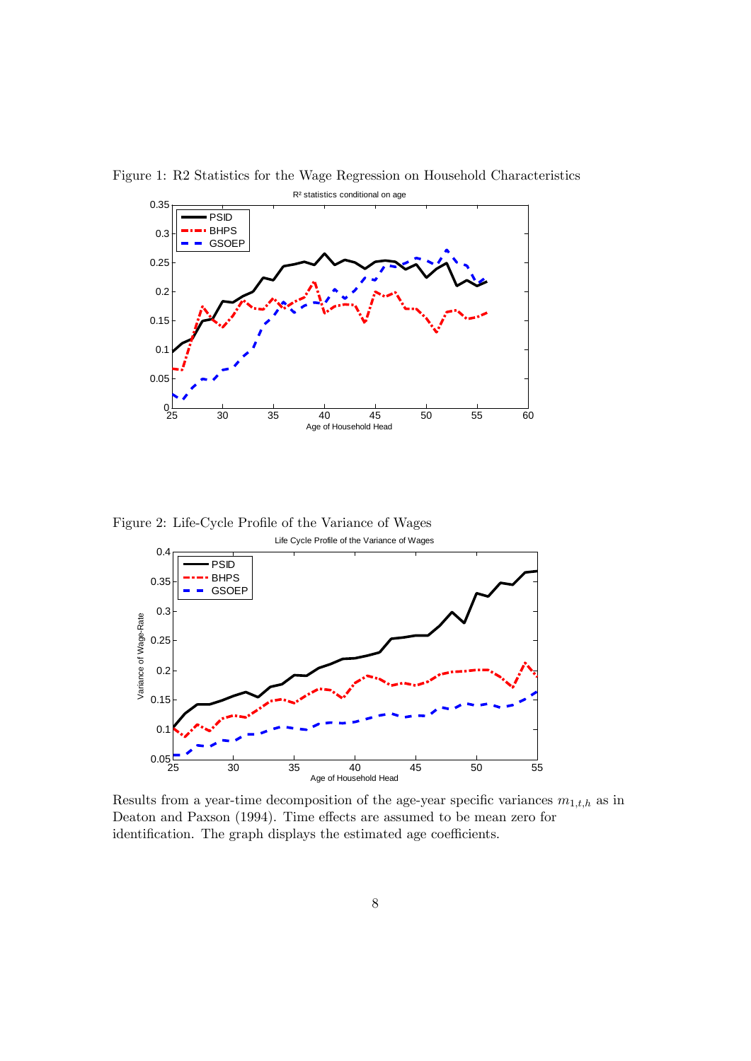Figure 1: R2 Statistics for the Wage Regression on Household Characteristics

Figure 2: Life-Cycle Profile of the Variance of Wages

Results from a year-time decomposition of the age-year specific variances $m_{1,t,h}$ as in Deaton and Paxson (1994). Time effects are assumed to be mean zero for identification. The graph displays the estimated age coefficients.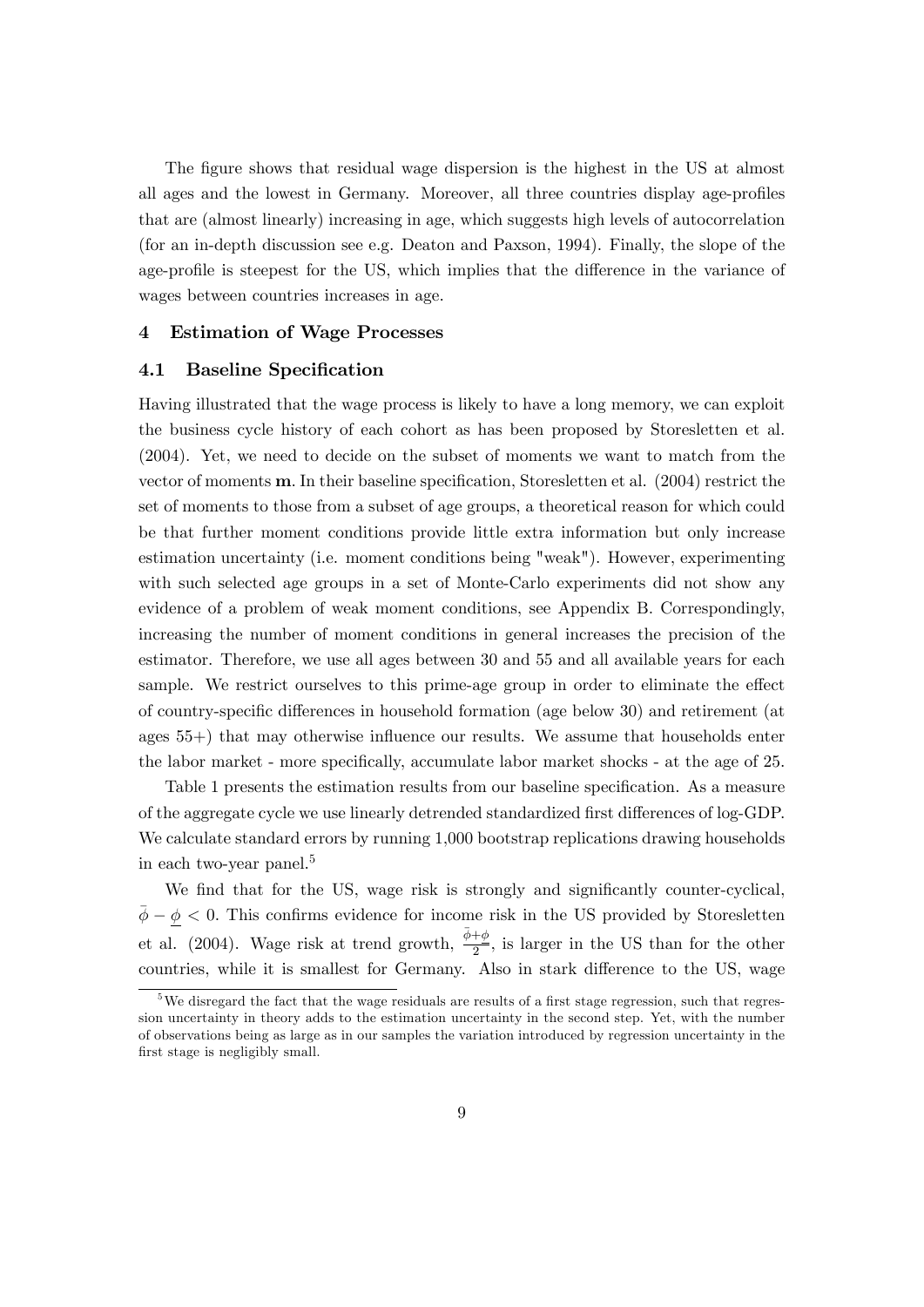The figure shows that residual wage dispersion is the highest in the US at almost all ages and the lowest in Germany. Moreover, all three countries display age-profiles that are (almost linearly) increasing in age, which suggests high levels of autocorrelation (for an in-depth discussion see e.g. Deaton and Paxson, 1994). Finally, the slope of the age-profile is steepest for the US, which implies that the difference in the variance of wages between countries increases in age.

## 4 Estimation of Wage Processes

### 4.1 Baseline Specification

Having illustrated that the wage process is likely to have a long memory, we can exploit the business cycle history of each cohort as has been proposed by Storesletten et al. (2004). Yet, we need to decide on the subset of moments we want to match from the vector of moments $\mathbf{m}$. In their baseline specification, Storesletten et al. (2004) restrict the set of moments to those from a subset of age groups, a theoretical reason for which could be that further moment conditions provide little extra information but only increase estimation uncertainty (i.e. moment conditions being "weak"). However, experimenting with such selected age groups in a set of Monte-Carlo experiments did not show any evidence of a problem of weak moment conditions, see Appendix B. Correspondingly, increasing the number of moment conditions in general increases the precision of the estimator. Therefore, we use all ages between 30 and 55 and all available years for each sample. We restrict ourselves to this prime-age group in order to eliminate the effect of country-specific differences in household formation (age below 30) and retirement (at ages 55+) that may otherwise influence our results. We assume that households enter the labor market - more specifically, accumulate labor market shocks - at the age of 25.

Table 1 presents the estimation results from our baseline specification. As a measure of the aggregate cycle we use linearly detrended standardized first differences of log-GDP. We calculate standard errors by running 1,000 bootstrap replications drawing households in each two-year panel.[5]

We find that for the US, wage risk is strongly and significantly counter-cyclical, $\bar{\phi} - \underline{\phi} < 0$. This confirms evidence for income risk in the US provided by Storesletten et al. (2004). Wage risk at trend growth, $\frac{\bar{\phi}+\underline{\phi}}{2}$, is larger in the US than for the other countries, while it is smallest for Germany. Also in stark difference to the US, wage

[5] We disregard the fact that the wage residuals are results of a first stage regression, such that regression uncertainty in theory adds to the estimation uncertainty in the second step. Yet, with the number of observations being as large as in our samples the variation introduced by regression uncertainty in the first stage is negligibly small.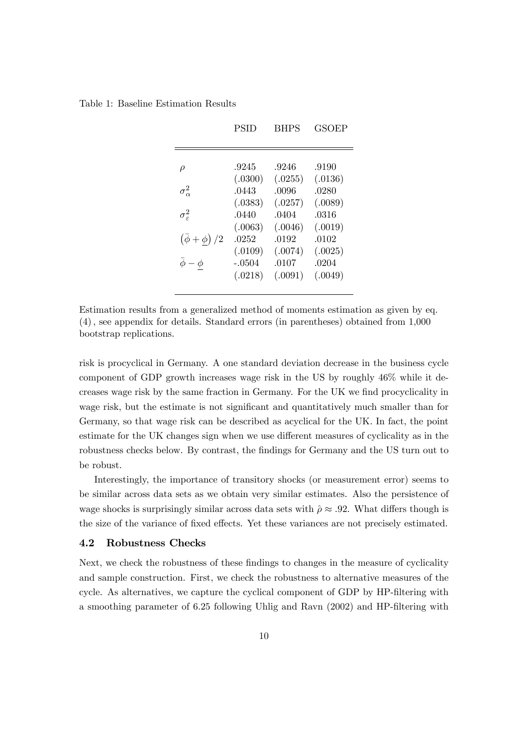Table 1: Baseline Estimation Results

| | PSID | BHPS | GSOEP |
|---|---|---|---|
| $\rho$ | .9245 | .9246 | .9190 |
| | (.0300) | (.0255) | (.0136) |
| $\sigma_{\alpha}^{2}$ | .0443 | .0096 | .0280 |
| | (.0383) | (.0257) | (.0089) |
| $\sigma_{\varepsilon}^{2}$ | .0440 | .0404 | .0316 |
| | (.0063) | (.0046) | (.0019) |
| $\left(\bar{\phi}+\underline{\phi}\right)/2$ | .0252 | .0192 | .0102 |
| | (.0109) | (.0074) | (.0025) |
| $\bar{\phi}-\underline{\phi}$ | -.0504 | .0107 | .0204 |
| | (.0218) | (.0091) | (.0049) |

Estimation results from a generalized method of moments estimation as given by eq. (4), see appendix for details. Standard errors (in parentheses) obtained from 1,000 bootstrap replications.

risk is procyclical in Germany. A one standard deviation decrease in the business cycle component of GDP growth increases wage risk in the US by roughly 46% while it decreases wage risk by the same fraction in Germany. For the UK we find procyclicality in wage risk, but the estimate is not significant and quantitatively much smaller than for Germany, so that wage risk can be described as acyclical for the UK. In fact, the point estimate for the UK changes sign when we use different measures of cyclicality as in the robustness checks below. By contrast, the findings for Germany and the US turn out to be robust.

Interestingly, the importance of transitory shocks (or measurement error) seems to be similar across data sets as we obtain very similar estimates. Also the persistence of wage shocks is surprisingly similar across data sets with $\hat{\rho} \approx .92$. What differs though is the size of the variance of fixed effects. Yet these variances are not precisely estimated.

### 4.2 Robustness Checks

Next, we check the robustness of these findings to changes in the measure of cyclicality and sample construction. First, we check the robustness to alternative measures of the cycle. As alternatives, we capture the cyclical component of GDP by HP-filtering with a smoothing parameter of 6.25 following Uhlig and Ravn (2002) and HP-filtering with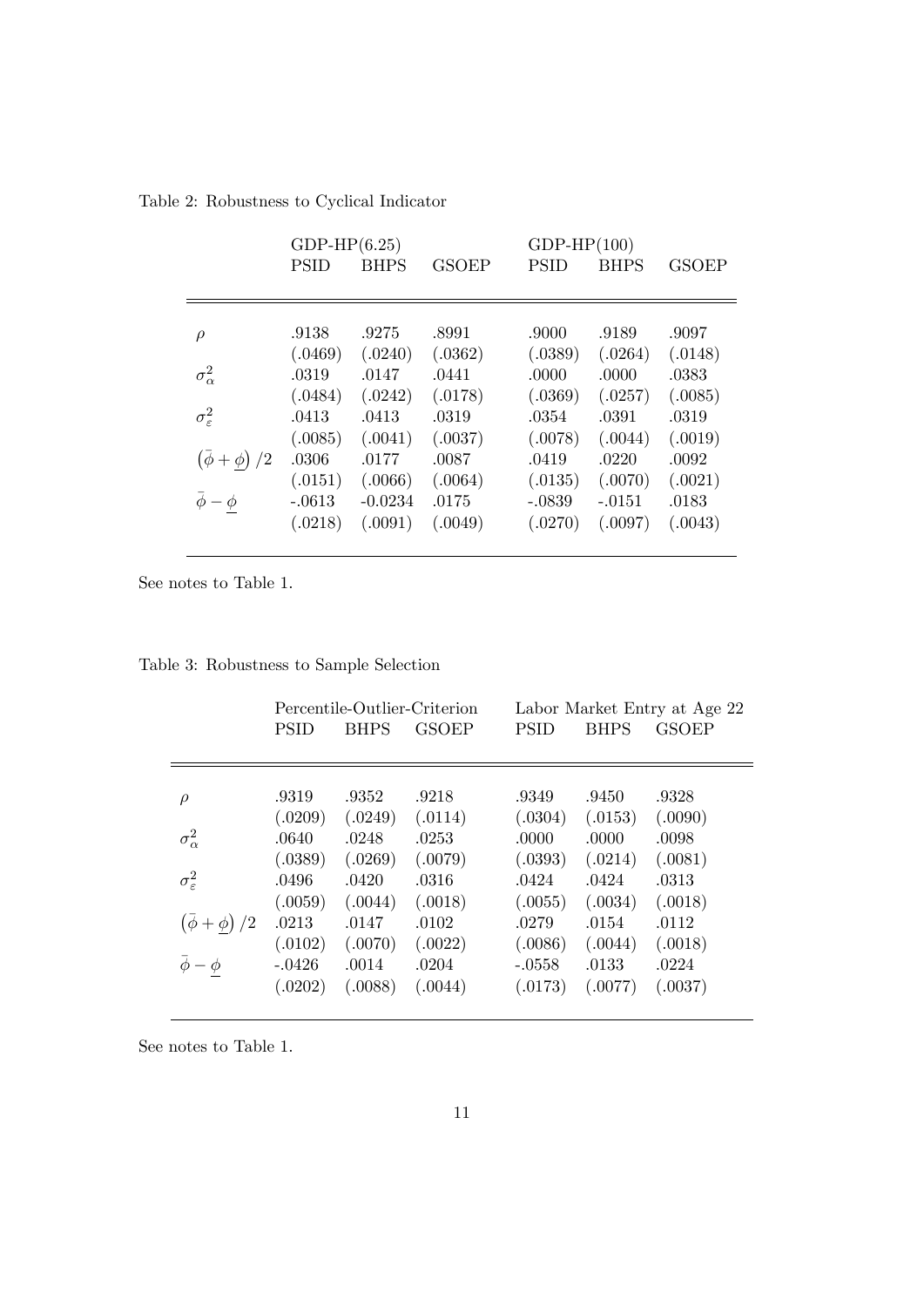Table 2: Robustness to Cyclical Indicator

| | GDP-HP(6.25) | | | GDP-HP(100) | | |
|---|---|---|---|---|---|---|
| | PSID | BHPS | GSOEP | PSID | BHPS | GSOEP |
| $\rho$ | .9138 | .9275 | .8991 | .9000 | .9189 | .9097 |
| | (.0469) | (.0240) | (.0362) | (.0389) | (.0264) | (.0148) |
| $\sigma_\alpha^2$ | .0319 | .0147 | .0441 | .0000 | .0000 | .0383 |
| | (.0484) | (.0242) | (.0178) | (.0369) | (.0257) | (.0085) |
| $\sigma_\varepsilon^2$ | .0413 | .0413 | .0319 | .0354 | .0391 | .0319 |
| | (.0085) | (.0041) | (.0037) | (.0078) | (.0044) | (.0019) |
| $\left(\bar{\phi}+\underline{\phi}\right)/2$ | .0306 | .0177 | .0087 | .0419 | .0220 | .0092 |
| | (.0151) | (.0066) | (.0064) | (.0135) | (.0070) | (.0021) |
| $\bar{\phi}-\underline{\phi}$ | -.0613 | -0.0234 | .0175 | -.0839 | -.0151 | .0183 |
| | (.0218) | (.0091) | (.0049) | (.0270) | (.0097) | (.0043) |

See notes to Table 1.

Table 3: Robustness to Sample Selection

| | Percentile-Outlier-Criterion | | | Labor Market Entry at Age 22 | | |
|---|---|---|---|---|---|---|
| | PSID | BHPS | GSOEP | PSID | BHPS | GSOEP |
| $\rho$ | .9319 | .9352 | .9218 | .9349 | .9450 | .9328 |
| | (.0209) | (.0249) | (.0114) | (.0304) | (.0153) | (.0090) |
| $\sigma_\alpha^2$ | .0640 | .0248 | .0253 | .0000 | .0000 | .0098 |
| | (.0389) | (.0269) | (.0079) | (.0393) | (.0214) | (.0081) |
| $\sigma_\varepsilon^2$ | .0496 | .0420 | .0316 | .0424 | .0424 | .0313 |
| | (.0059) | (.0044) | (.0018) | (.0055) | (.0034) | (.0018) |
| $\left(\bar{\phi}+\underline{\phi}\right)/2$ | .0213 | .0147 | .0102 | .0279 | .0154 | .0112 |
| | (.0102) | (.0070) | (.0022) | (.0086) | (.0044) | (.0018) |
| $\bar{\phi}-\underline{\phi}$ | -.0426 | .0014 | .0204 | -.0558 | .0133 | .0224 |
| | (.0202) | (.0088) | (.0044) | (.0173) | (.0077) | (.0037) |

See notes to Table 1.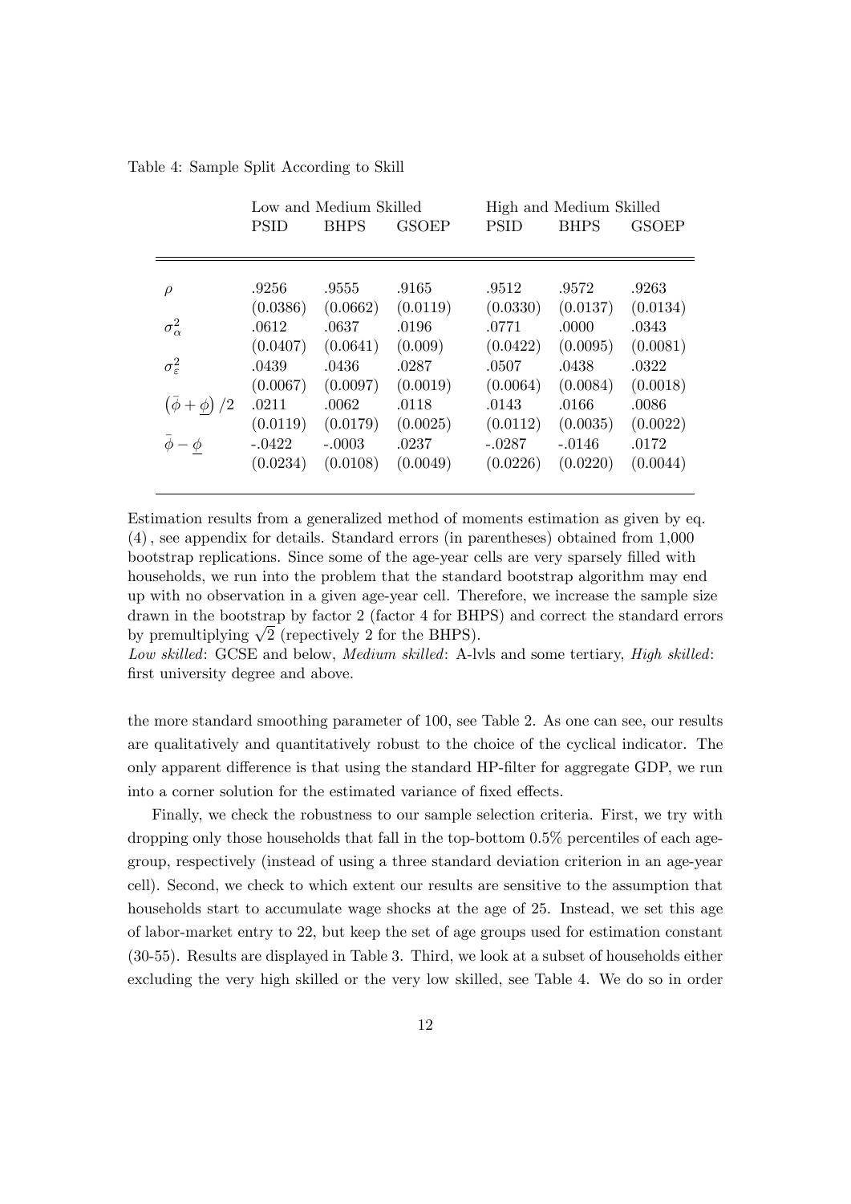Table 4: Sample Split According to Skill

| | Low and Medium Skilled | | | High and Medium Skilled | | |
|---|---|---|---|---|---|---|
| | PSID | BHPS | GSOEP | PSID | BHPS | GSOEP |
| $\rho$ | .9256 | .9555 | .9165 | .9512 | .9572 | .9263 |
| | (0.0386) | (0.0662) | (0.0119) | (0.0330) | (0.0137) | (0.0134) |
| $\sigma_{\alpha}^2$ | .0612 | .0637 | .0196 | .0771 | .0000 | .0343 |
| | (0.0407) | (0.0641) | (0.009) | (0.0422) | (0.0095) | (0.0081) |
| $\sigma_{\varepsilon}^2$ | .0439 | .0436 | .0287 | .0507 | .0438 | .0322 |
| | (0.0067) | (0.0097) | (0.0019) | (0.0064) | (0.0084) | (0.0018) |
| $\left(\bar{\phi}+\underline{\phi}\right)/2$ | .0211 | .0062 | .0118 | .0143 | .0166 | .0086 |
| | (0.0119) | (0.0179) | (0.0025) | (0.0112) | (0.0035) | (0.0022) |
| $\bar{\phi}-\underline{\phi}$ | -.0422 | -.0003 | .0237 | -.0287 | -.0146 | .0172 |
| | (0.0234) | (0.0108) | (0.0049) | (0.0226) | (0.0220) | (0.0044) |

Estimation results from a generalized method of moments estimation as given by eq. (4), see appendix for details. Standard errors (in parentheses) obtained from 1,000 bootstrap replications. Since some of the age-year cells are very sparsely filled with households, we run into the problem that the standard bootstrap algorithm may end up with no observation in a given age-year cell. Therefore, we increase the sample size drawn in the bootstrap by factor 2 (factor 4 for BHPS) and correct the standard errors by premultiplying $\sqrt{2}$ (repectively 2 for the BHPS).

*Low skilled*: GCSE and below, *Medium skilled*: A-lvls and some tertiary, *High skilled*: first university degree and above.

the more standard smoothing parameter of 100, see Table 2. As one can see, our results are qualitatively and quantitatively robust to the choice of the cyclical indicator. The only apparent difference is that using the standard HP-filter for aggregate GDP, we run into a corner solution for the estimated variance of fixed effects.

Finally, we check the robustness to our sample selection criteria. First, we try with dropping only those households that fall in the top-bottom 0.5% percentiles of each age-group, respectively (instead of using a three standard deviation criterion in an age-year cell). Second, we check to which extent our results are sensitive to the assumption that households start to accumulate wage shocks at the age of 25. Instead, we set this age of labor-market entry to 22, but keep the set of age groups used for estimation constant (30-55). Results are displayed in Table 3. Third, we look at a subset of households either excluding the very high skilled or the very low skilled, see Table 4. We do so in order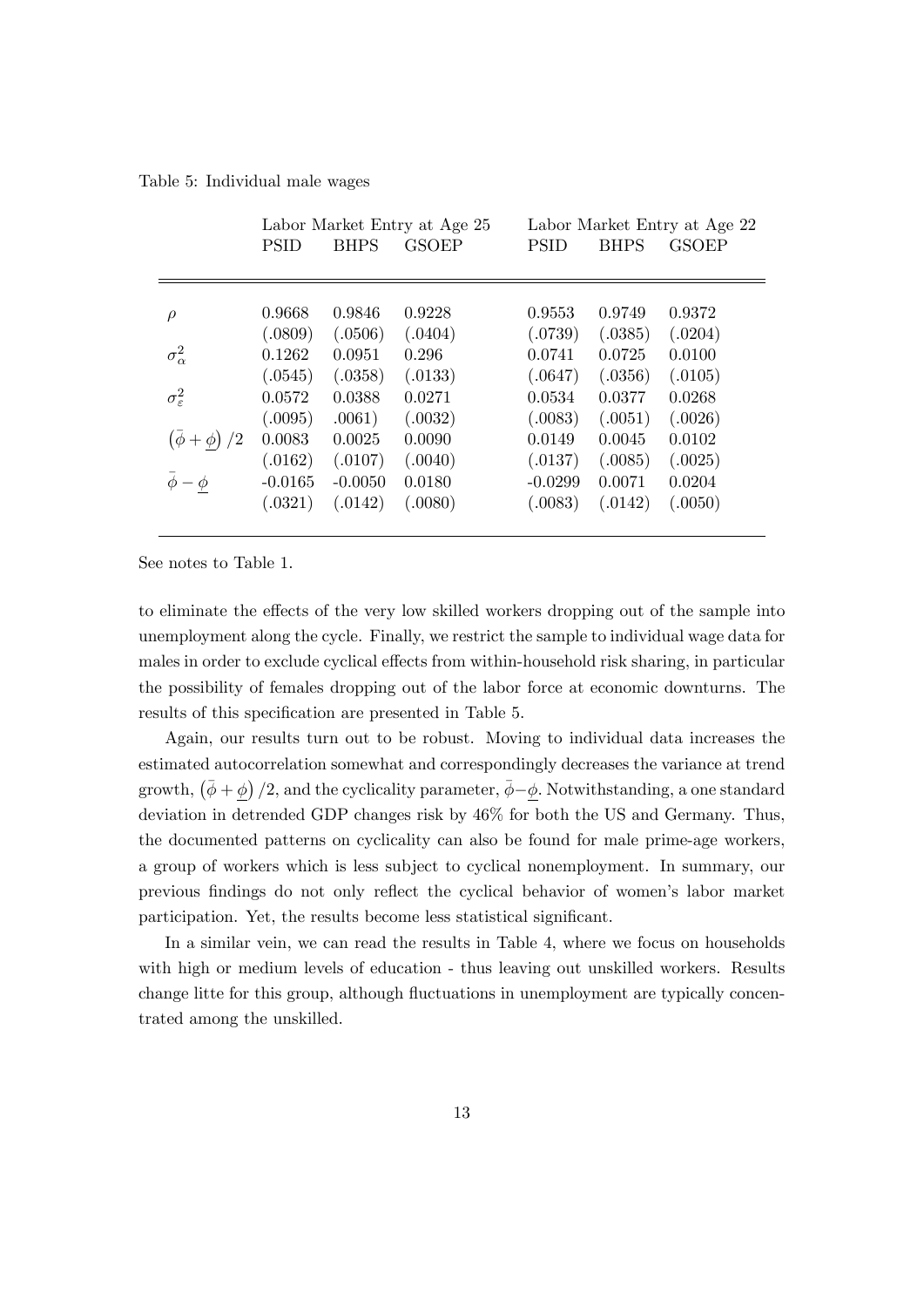Table 5: Individual male wages

| | Labor Market Entry at Age 25 | | | Labor Market Entry at Age 22 | | |
|---|---|---|---|---|---|---|
| | PSID | BHPS | GSOEP | PSID | BHPS | GSOEP |
| $\rho$ | 0.9668 | 0.9846 | 0.9228 | 0.9553 | 0.9749 | 0.9372 |
| | (.0809) | (.0506) | (.0404) | (.0739) | (.0385) | (.0204) |
| $\sigma_\alpha^2$ | 0.1262 | 0.0951 | 0.296 | 0.0741 | 0.0725 | 0.0100 |
| | (.0545) | (.0358) | (.0133) | (.0647) | (.0356) | (.0105) |
| $\sigma_\varepsilon^2$ | 0.0572 | 0.0388 | 0.0271 | 0.0534 | 0.0377 | 0.0268 |
| | (.0095) | .0061) | (.0032) | (.0083) | (.0051) | (.0026) |
| $\left(\bar{\phi}+\underline{\phi}\right)/2$ | 0.0083 | 0.0025 | 0.0090 | 0.0149 | 0.0045 | 0.0102 |
| | (.0162) | (.0107) | (.0040) | (.0137) | (.0085) | (.0025) |
| $\bar{\phi}-\underline{\phi}$ | -0.0165 | -0.0050 | 0.0180 | -0.0299 | 0.0071 | 0.0204 |
| | (.0321) | (.0142) | (.0080) | (.0083) | (.0142) | (.0050) |

See notes to Table 1.

to eliminate the effects of the very low skilled workers dropping out of the sample into unemployment along the cycle. Finally, we restrict the sample to individual wage data for males in order to exclude cyclical effects from within-household risk sharing, in particular the possibility of females dropping out of the labor force at economic downturns. The results of this specification are presented in Table 5.

Again, our results turn out to be robust. Moving to individual data increases the estimated autocorrelation somewhat and correspondingly decreases the variance at trend growth, $\left(\bar{\phi}+\underline{\phi}\right)/2$, and the cyclicality parameter, $\bar{\phi}-\underline{\phi}$. Notwithstanding, a one standard deviation in detrended GDP changes risk by 46% for both the US and Germany. Thus, the documented patterns on cyclicality can also be found for male prime-age workers, a group of workers which is less subject to cyclical nonemployment. In summary, our previous findings do not only reflect the cyclical behavior of women's labor market participation. Yet, the results become less statistical significant.

In a similar vein, we can read the results in Table 4, where we focus on households with high or medium levels of education - thus leaving out unskilled workers. Results change litte for this group, although fluctuations in unemployment are typically concentrated among the unskilled.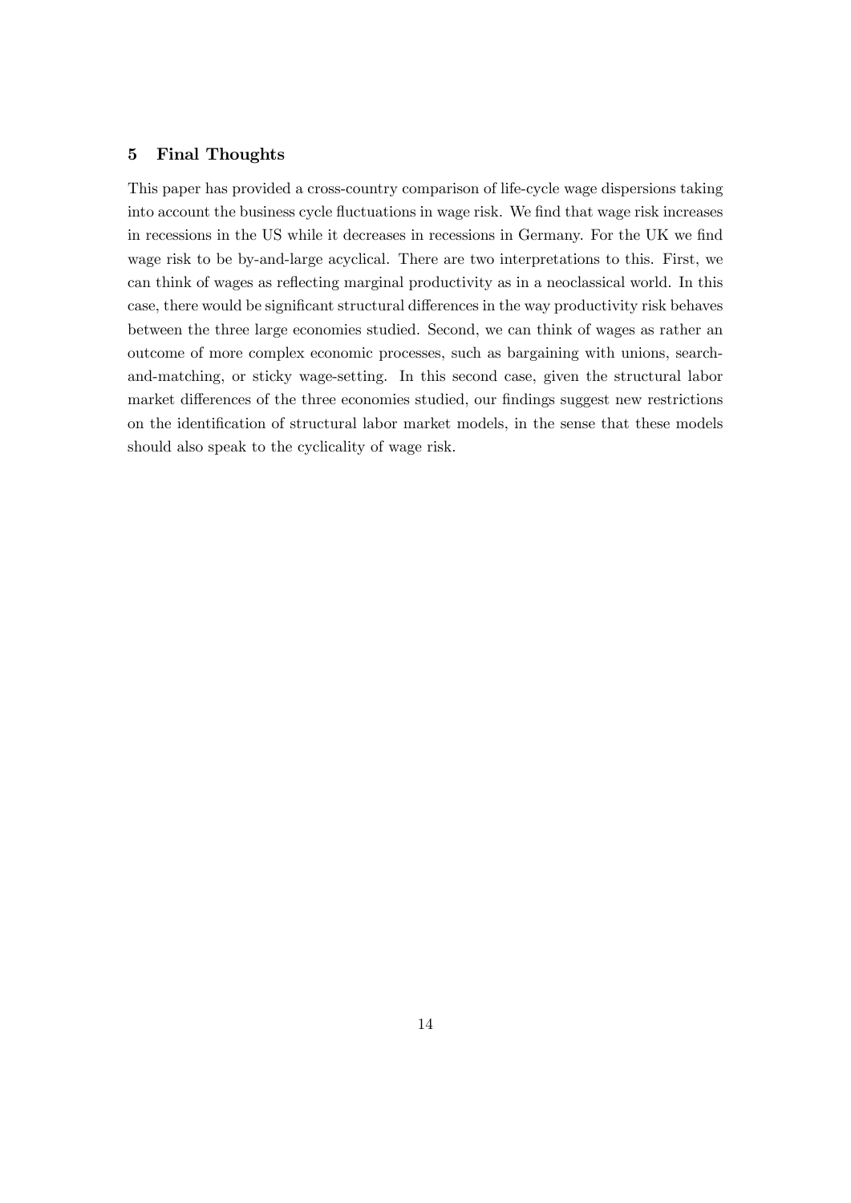## 5 Final Thoughts

This paper has provided a cross-country comparison of life-cycle wage dispersions taking into account the business cycle fluctuations in wage risk. We find that wage risk increases in recessions in the US while it decreases in recessions in Germany. For the UK we find wage risk to be by-and-large acyclical. There are two interpretations to this. First, we can think of wages as reflecting marginal productivity as in a neoclassical world. In this case, there would be significant structural differences in the way productivity risk behaves between the three large economies studied. Second, we can think of wages as rather an outcome of more complex economic processes, such as bargaining with unions, search-and-matching, or sticky wage-setting. In this second case, given the structural labor market differences of the three economies studied, our findings suggest new restrictions on the identification of structural labor market models, in the sense that these models should also speak to the cyclicality of wage risk.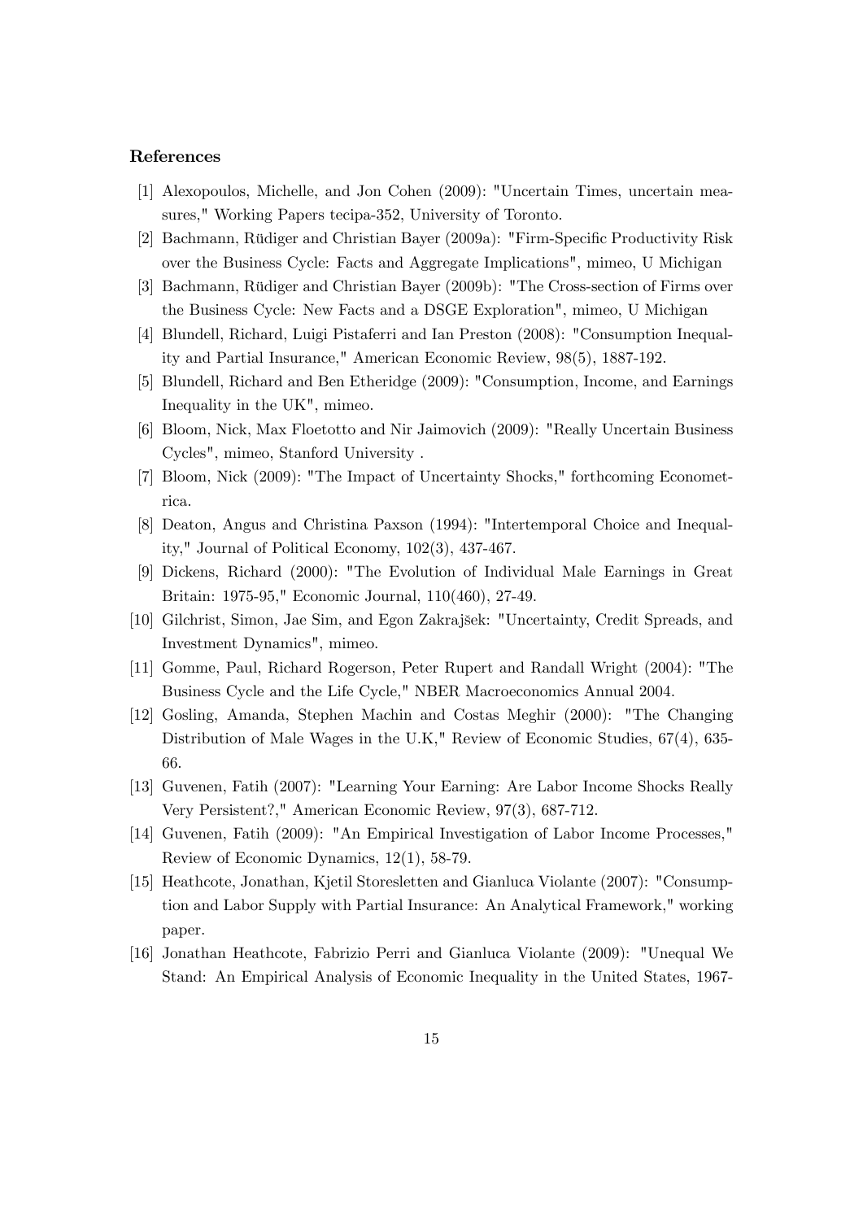## References

[1] Alexopoulos, Michelle, and Jon Cohen (2009): "Uncertain Times, uncertain measures," Working Papers tecipa-352, University of Toronto.

[2] Bachmann, Rüdiger and Christian Bayer (2009a): "Firm-Specific Productivity Risk over the Business Cycle: Facts and Aggregate Implications", mimeo, U Michigan

[3] Bachmann, Rüdiger and Christian Bayer (2009b): "The Cross-section of Firms over the Business Cycle: New Facts and a DSGE Exploration", mimeo, U Michigan

[4] Blundell, Richard, Luigi Pistaferri and Ian Preston (2008): "Consumption Inequality and Partial Insurance," American Economic Review, 98(5), 1887-192.

[5] Blundell, Richard and Ben Etheridge (2009): "Consumption, Income, and Earnings Inequality in the UK", mimeo.

[6] Bloom, Nick, Max Floetotto and Nir Jaimovich (2009): "Really Uncertain Business Cycles", mimeo, Stanford University .

[7] Bloom, Nick (2009): "The Impact of Uncertainty Shocks," forthcoming Econometrica.

[8] Deaton, Angus and Christina Paxson (1994): "Intertemporal Choice and Inequality," Journal of Political Economy, 102(3), 437-467.

[9] Dickens, Richard (2000): "The Evolution of Individual Male Earnings in Great Britain: 1975-95," Economic Journal, 110(460), 27-49.

[10] Gilchrist, Simon, Jae Sim, and Egon Zakrajšek: "Uncertainty, Credit Spreads, and Investment Dynamics", mimeo.

[11] Gomme, Paul, Richard Rogerson, Peter Rupert and Randall Wright (2004): "The Business Cycle and the Life Cycle," NBER Macroeconomics Annual 2004.

[12] Gosling, Amanda, Stephen Machin and Costas Meghir (2000): "The Changing Distribution of Male Wages in the U.K," Review of Economic Studies, 67(4), 635-66.

[13] Guvenen, Fatih (2007): "Learning Your Earning: Are Labor Income Shocks Really Very Persistent?," American Economic Review, 97(3), 687-712.

[14] Guvenen, Fatih (2009): "An Empirical Investigation of Labor Income Processes," Review of Economic Dynamics, 12(1), 58-79.

[15] Heathcote, Jonathan, Kjetil Storesletten and Gianluca Violante (2007): "Consumption and Labor Supply with Partial Insurance: An Analytical Framework," working paper.

[16] Jonathan Heathcote, Fabrizio Perri and Gianluca Violante (2009): "Unequal We Stand: An Empirical Analysis of Economic Inequality in the United States, 1967-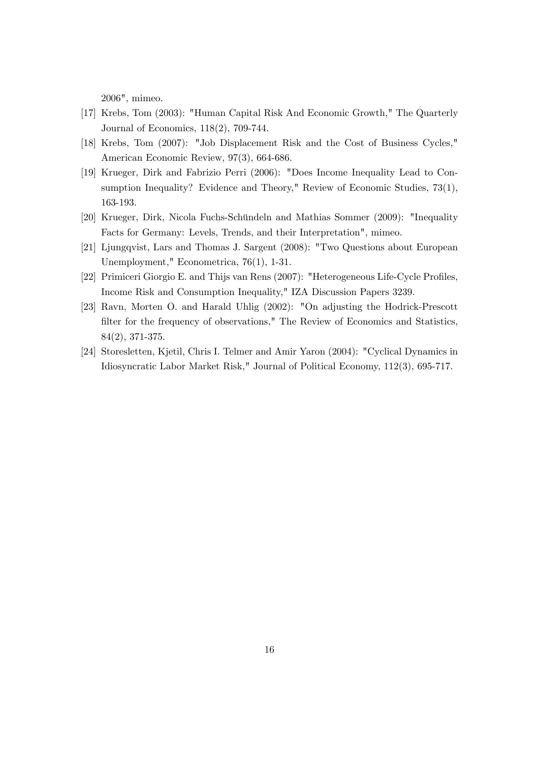2006", mimeo.

[17] Krebs, Tom (2003): "Human Capital Risk And Economic Growth," The Quarterly Journal of Economics, 118(2), 709-744.

[18] Krebs, Tom (2007): "Job Displacement Risk and the Cost of Business Cycles," American Economic Review, 97(3), 664-686.

[19] Krueger, Dirk and Fabrizio Perri (2006): "Does Income Inequality Lead to Consumption Inequality? Evidence and Theory," Review of Economic Studies, 73(1), 163-193.

[20] Krueger, Dirk, Nicola Fuchs-Schündeln and Mathias Sommer (2009): "Inequality Facts for Germany: Levels, Trends, and their Interpretation", mimeo.

[21] Ljungqvist, Lars and Thomas J. Sargent (2008): "Two Questions about European Unemployment," Econometrica, 76(1), 1-31.

[22] Primiceri Giorgio E. and Thijs van Rens (2007): "Heterogeneous Life-Cycle Profiles, Income Risk and Consumption Inequality," IZA Discussion Papers 3239.

[23] Ravn, Morten O. and Harald Uhlig (2002): "On adjusting the Hodrick-Prescott filter for the frequency of observations," The Review of Economics and Statistics, 84(2), 371-375.

[24] Storesletten, Kjetil, Chris I. Telmer and Amir Yaron (2004): "Cyclical Dynamics in Idiosyncratic Labor Market Risk," Journal of Political Economy, 112(3), 695-717.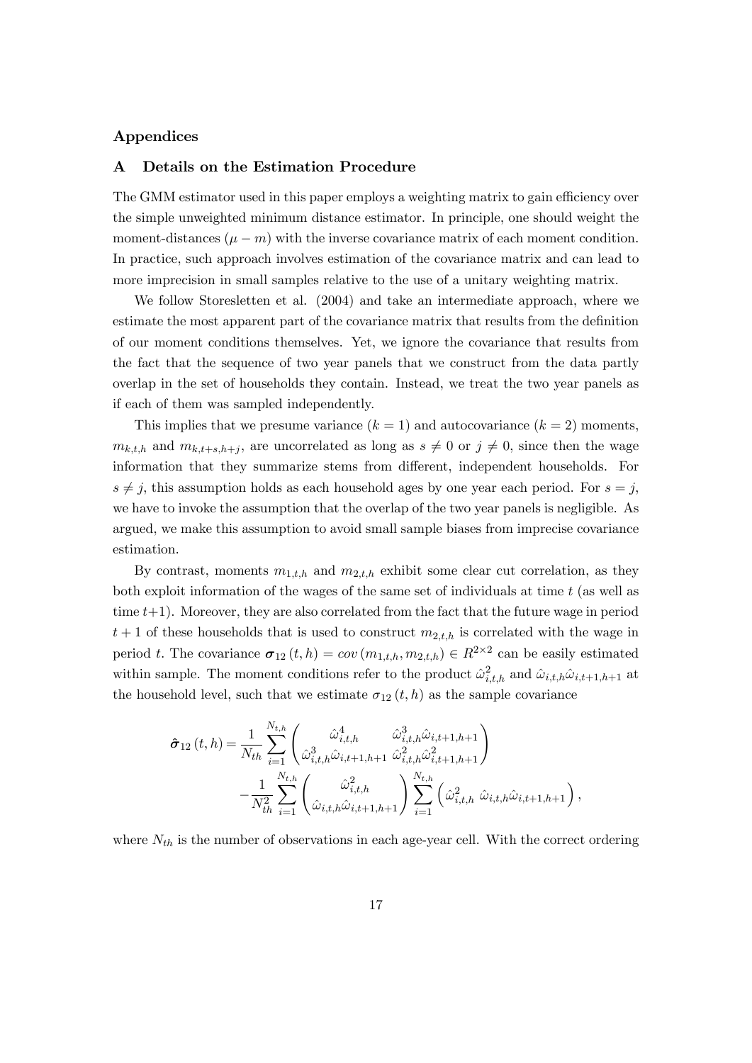# Appendices

## A Details on the Estimation Procedure

The GMM estimator used in this paper employs a weighting matrix to gain efficiency over the simple unweighted minimum distance estimator. In principle, one should weight the moment-distances $(\mu - m)$ with the inverse covariance matrix of each moment condition. In practice, such approach involves estimation of the covariance matrix and can lead to more imprecision in small samples relative to the use of a unitary weighting matrix.

We follow Storesletten et al. (2004) and take an intermediate approach, where we estimate the most apparent part of the covariance matrix that results from the definition of our moment conditions themselves. Yet, we ignore the covariance that results from the fact that the sequence of two year panels that we construct from the data partly overlap in the set of households they contain. Instead, we treat the two year panels as if each of them was sampled independently.

This implies that we presume variance ($k = 1$) and autocovariance ($k = 2$) moments, $m_{k,t,h}$ and $m_{k,t+s,h+j}$, are uncorrelated as long as $s \neq 0$ or $j \neq 0$, since then the wage information that they summarize stems from different, independent households. For $s \neq j$, this assumption holds as each household ages by one year each period. For $s = j$, we have to invoke the assumption that the overlap of the two year panels is negligible. As argued, we make this assumption to avoid small sample biases from imprecise covariance estimation.

By contrast, moments $m_{1,t,h}$ and $m_{2,t,h}$ exhibit some clear cut correlation, as they both exploit information of the wages of the same set of individuals at time $t$ (as well as time $t+1$). Moreover, they are also correlated from the fact that the future wage in period $t+1$ of these households that is used to construct $m_{2,t,h}$ is correlated with the wage in period $t$. The covariance $\boldsymbol{\sigma}_{12}(t,h) = cov(m_{1,t,h}, m_{2,t,h}) \in R^{2\times 2}$ can be easily estimated within sample. The moment conditions refer to the product $\hat{\omega}_{i,t,h}^2$ and $\hat{\omega}_{i,t,h}\hat{\omega}_{i,t+1,h+1}$ at the household level, such that we estimate $\sigma_{12}(t,h)$ as the sample covariance

$$\hat{\boldsymbol{\sigma}}_{12}(t,h) = \frac{1}{N_{th}} \sum_{i=1}^{N_{t,h}} \begin{pmatrix} \hat{\omega}_{i,t,h}^4 & \hat{\omega}_{i,t,h}^3 \hat{\omega}_{i,t+1,h+1} \\ \hat{\omega}_{i,t,h}^3 \hat{\omega}_{i,t+1,h+1} & \hat{\omega}_{i,t,h}^2 \hat{\omega}_{i,t+1,h+1}^2 \end{pmatrix} - \frac{1}{N_{th}^2} \sum_{i=1}^{N_{t,h}} \begin{pmatrix} \hat{\omega}_{i,t,h}^2 \\ \hat{\omega}_{i,t,h}\hat{\omega}_{i,t+1,h+1} \end{pmatrix} \sum_{i=1}^{N_{t,h}} \begin{pmatrix} \hat{\omega}_{i,t,h}^2 & \hat{\omega}_{i,t,h}\hat{\omega}_{i,t+1,h+1} \end{pmatrix},$$

where $N_{th}$ is the number of observations in each age-year cell. With the correct ordering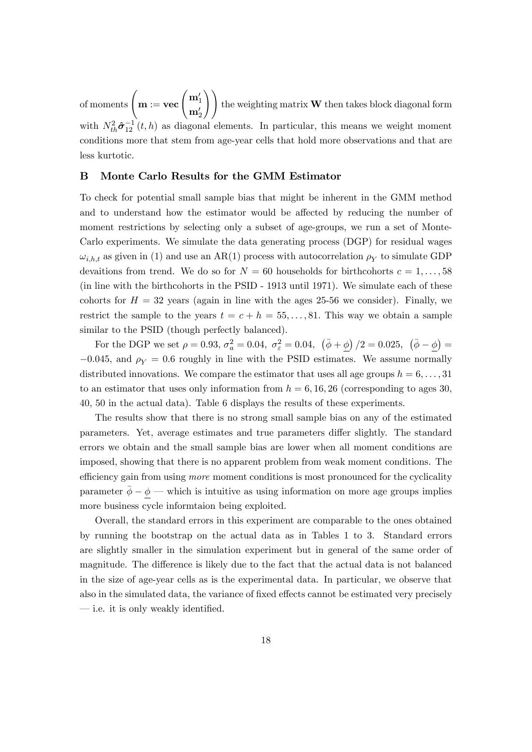of moments $\left(\mathbf{m} := \mathbf{vec}\begin{pmatrix}\mathbf{m}_1' \\ \mathbf{m}_2'\end{pmatrix}\right)$ the weighting matrix $\mathbf{W}$ then takes block diagonal form with $N_{th}^2 \hat{\boldsymbol{\sigma}}_{12}^{-1}(t,h)$ as diagonal elements. In particular, this means we weight moment conditions more that stem from age-year cells that hold more observations and that are less kurtotic.

## B Monte Carlo Results for the GMM Estimator

To check for potential small sample bias that might be inherent in the GMM method and to understand how the estimator would be affected by reducing the number of moment restrictions by selecting only a subset of age-groups, we run a set of Monte-Carlo experiments. We simulate the data generating process (DGP) for residual wages $\omega_{i,h,t}$ as given in (1) and use an AR(1) process with autocorrelation $\rho_Y$ to simulate GDP devaitions from trend. We do so for $N = 60$ households for birthcohorts $c = 1, \ldots, 58$ (in line with the birthcohorts in the PSID - 1913 until 1971). We simulate each of these cohorts for $H = 32$ years (again in line with the ages 25-56 we consider). Finally, we restrict the sample to the years $t = c + h = 55, \ldots, 81$. This way we obtain a sample similar to the PSID (though perfectly balanced).

For the DGP we set $\rho = 0.93$, $\sigma_a^2 = 0.04$, $\sigma_\varepsilon^2 = 0.04$, $\left(\bar{\phi} + \underline{\phi}\right)/2 = 0.025$, $\left(\bar{\phi} - \underline{\phi}\right) = -0.045$, and $\rho_Y = 0.6$ roughly in line with the PSID estimates. We assume normally distributed innovations. We compare the estimator that uses all age groups $h = 6, \ldots, 31$ to an estimator that uses only information from $h = 6, 16, 26$ (corresponding to ages 30, 40, 50 in the actual data). Table 6 displays the results of these experiments.

The results show that there is no strong small sample bias on any of the estimated parameters. Yet, average estimates and true parameters differ slightly. The standard errors we obtain and the small sample bias are lower when all moment conditions are imposed, showing that there is no apparent problem from weak moment conditions. The efficiency gain from using *more* moment conditions is most pronounced for the cyclicality parameter $\bar{\phi} - \underline{\phi}$ — which is intuitive as using information on more age groups implies more business cycle informtaion being exploited.

Overall, the standard errors in this experiment are comparable to the ones obtained by running the bootstrap on the actual data as in Tables 1 to 3. Standard errors are slightly smaller in the simulation experiment but in general of the same order of magnitude. The difference is likely due to the fact that the actual data is not balanced in the size of age-year cells as is the experimental data. In particular, we observe that also in the simulated data, the variance of fixed effects cannot be estimated very precisely — i.e. it is only weakly identified.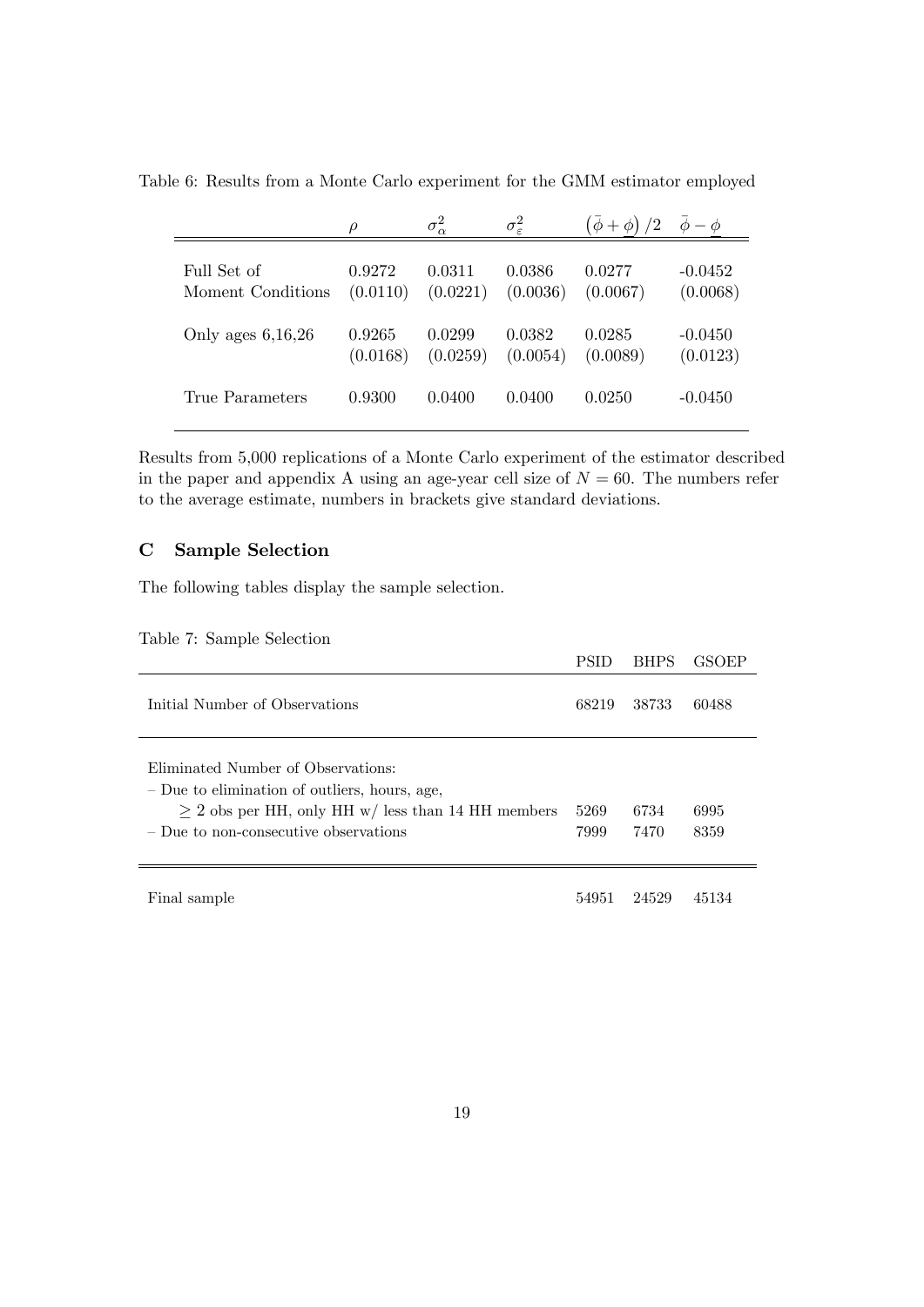Table 6: Results from a Monte Carlo experiment for the GMM estimator employed

| | $\rho$ | $\sigma_\alpha^2$ | $\sigma_\varepsilon^2$ | $\left(\bar{\phi}+\underline{\phi}\right)/2$ | $\bar{\phi}-\underline{\phi}$ |
|---|---|---|---|---|---|
| Full Set of Moment Conditions | 0.9272 (0.0110) | 0.0311 (0.0221) | 0.0386 (0.0036) | 0.0277 (0.0067) | -0.0452 (0.0068) |
| Only ages 6,16,26 | 0.9265 (0.0168) | 0.0299 (0.0259) | 0.0382 (0.0054) | 0.0285 (0.0089) | -0.0450 (0.0123) |
| True Parameters | 0.9300 | 0.0400 | 0.0400 | 0.0250 | -0.0450 |

Results from 5,000 replications of a Monte Carlo experiment of the estimator described in the paper and appendix A using an age-year cell size of $N = 60$. The numbers refer to the average estimate, numbers in brackets give standard deviations.

## C Sample Selection

The following tables display the sample selection.

Table 7: Sample Selection

| | PSID | BHPS | GSOEP |
|---|---|---|---|
| Initial Number of Observations | 68219 | 38733 | 60488 |
| Eliminated Number of Observations: | | | |
| – Due to elimination of outliers, hours, age, $\geq 2$ obs per HH, only HH w/ less than 14 HH members | 5269 | 6734 | 6995 |
| – Due to non-consecutive observations | 7999 | 7470 | 8359 |
| Final sample | 54951 | 24529 | 45134 |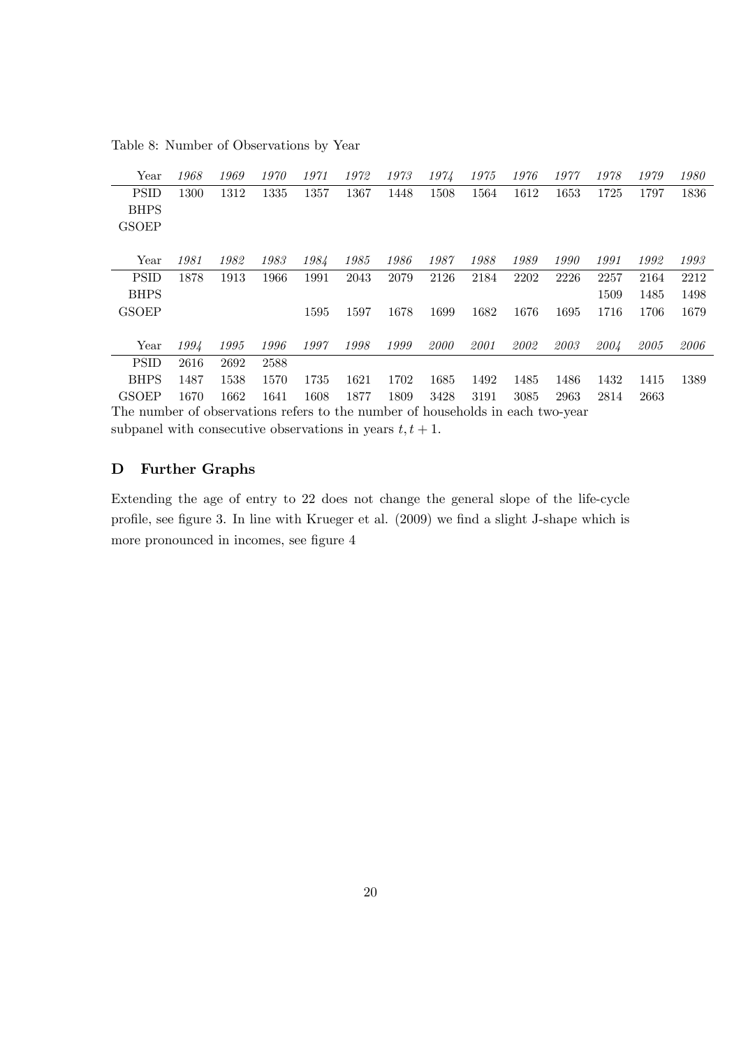Table 8: Number of Observations by Year

| Year | *1968* | *1969* | *1970* | *1971* | *1972* | *1973* | *1974* | *1975* | *1976* | *1977* | *1978* | *1979* | *1980* |
|---|---|---|---|---|---|---|---|---|---|---|---|---|---|
| PSID | 1300 | 1312 | 1335 | 1357 | 1367 | 1448 | 1508 | 1564 | 1612 | 1653 | 1725 | 1797 | 1836 |
| BHPS | | | | | | | | | | | | | |
| GSOEP | | | | | | | | | | | | | |
| **Year** | *1981* | *1982* | *1983* | *1984* | *1985* | *1986* | *1987* | *1988* | *1989* | *1990* | *1991* | *1992* | *1993* |
| PSID | 1878 | 1913 | 1966 | 1991 | 2043 | 2079 | 2126 | 2184 | 2202 | 2226 | 2257 | 2164 | 2212 |
| BHPS | | | | | | | | | | | 1509 | 1485 | 1498 |
| GSOEP | | | | 1595 | 1597 | 1678 | 1699 | 1682 | 1676 | 1695 | 1716 | 1706 | 1679 |
| **Year** | *1994* | *1995* | *1996* | *1997* | *1998* | *1999* | *2000* | *2001* | *2002* | *2003* | *2004* | *2005* | *2006* |
| PSID | 2616 | 2692 | 2588 | | | | | | | | | | |
| BHPS | 1487 | 1538 | 1570 | 1735 | 1621 | 1702 | 1685 | 1492 | 1485 | 1486 | 1432 | 1415 | 1389 |
| GSOEP | 1670 | 1662 | 1641 | 1608 | 1877 | 1809 | 3428 | 3191 | 3085 | 2963 | 2814 | 2663 | |

The number of observations refers to the number of households in each two-year subpanel with consecutive observations in years $t, t+1$.

## D Further Graphs

Extending the age of entry to 22 does not change the general slope of the life-cycle profile, see figure 3. In line with Krueger et al. (2009) we find a slight J-shape which is more pronounced in incomes, see figure 4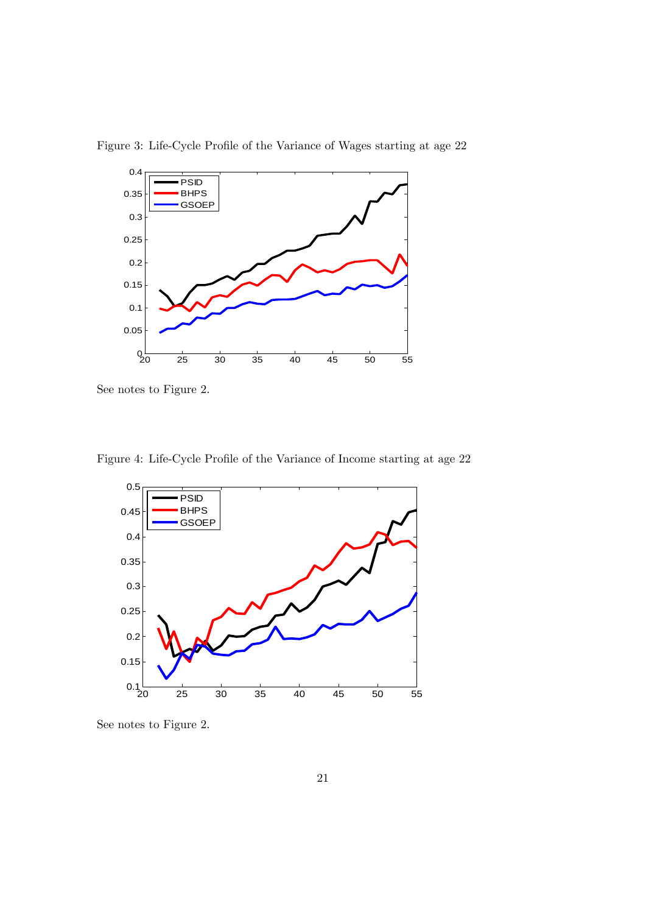Figure 3: Life-Cycle Profile of the Variance of Wages starting at age 22

PSID
BHPS
GSOEP

0.4
0.35
0.3
0.25
0.2
0.15
0.1
0.05
0

20 25 30 35 40 45 50 55

See notes to Figure 2.

Figure 4: Life-Cycle Profile of the Variance of Income starting at age 22

PSID
BHPS
GSOEP

0.5
0.45
0.4
0.35
0.3
0.25
0.2
0.15
0.1

20 25 30 35 40 45 50 55

See notes to Figure 2.